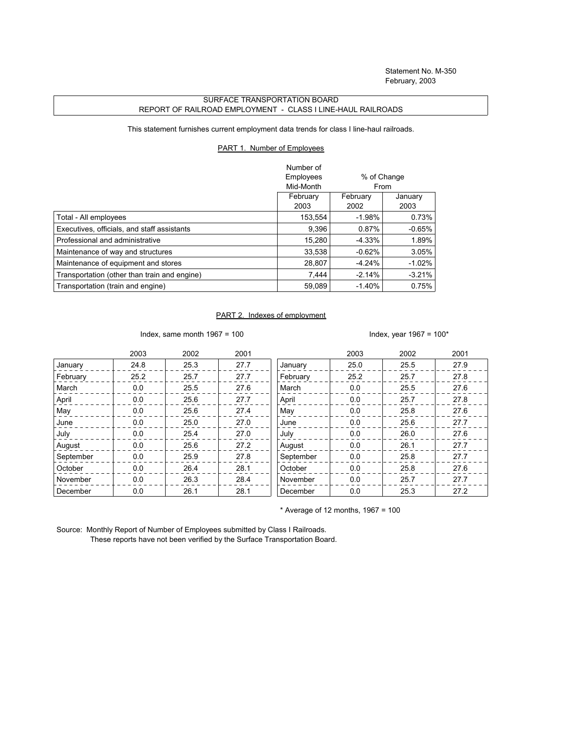Statement No. M-350
February, 2003

# SURFACE TRANSPORTATION BOARD
## REPORT OF RAILROAD EMPLOYMENT - CLASS I LINE-HAUL RAILROADS

This statement furnishes current employment data trends for class I line-haul railroads.

### PART 1. Number of Employees

| | Number of Employees Mid-Month | % of Change From | |
|---|---|---|---|
| | February 2003 | February 2002 | January 2003 |
| Total - All employees | 153,554 | -1.98% | 0.73% |
| Executives, officials, and staff assistants | 9,396 | 0.87% | -0.65% |
| Professional and administrative | 15,280 | -4.33% | 1.89% |
| Maintenance of way and structures | 33,538 | -0.62% | 3.05% |
| Maintenance of equipment and stores | 28,807 | -4.24% | -1.02% |
| Transportation (other than train and engine) | 7,444 | -2.14% | -3.21% |
| Transportation (train and engine) | 59,089 | -1.40% | 0.75% |

### PART 2. Indexes of employment

Index, same month 1967 = 100

| | 2003 | 2002 | 2001 |
|---|---|---|---|
| January | 24.8 | 25.3 | 27.7 |
| February | 25.2 | 25.7 | 27.7 |
| March | 0.0 | 25.5 | 27.6 |
| April | 0.0 | 25.6 | 27.7 |
| May | 0.0 | 25.6 | 27.4 |
| June | 0.0 | 25.0 | 27.0 |
| July | 0.0 | 25.4 | 27.0 |
| August | 0.0 | 25.6 | 27.2 |
| September | 0.0 | 25.9 | 27.8 |
| October | 0.0 | 26.4 | 28.1 |
| November | 0.0 | 26.3 | 28.4 |
| December | 0.0 | 26.1 | 28.1 |

Index, year 1967 = 100*

| | 2003 | 2002 | 2001 |
|---|---|---|---|
| January | 25.0 | 25.5 | 27.9 |
| February | 25.2 | 25.7 | 27.8 |
| March | 0.0 | 25.5 | 27.6 |
| April | 0.0 | 25.7 | 27.8 |
| May | 0.0 | 25.8 | 27.6 |
| June | 0.0 | 25.6 | 27.7 |
| July | 0.0 | 26.0 | 27.6 |
| August | 0.0 | 26.1 | 27.7 |
| September | 0.0 | 25.8 | 27.7 |
| October | 0.0 | 25.8 | 27.6 |
| November | 0.0 | 25.7 | 27.7 |
| December | 0.0 | 25.3 | 27.2 |

* Average of 12 months, 1967 = 100

Source: Monthly Report of Number of Employees submitted by Class I Railroads.
These reports have not been verified by the Surface Transportation Board.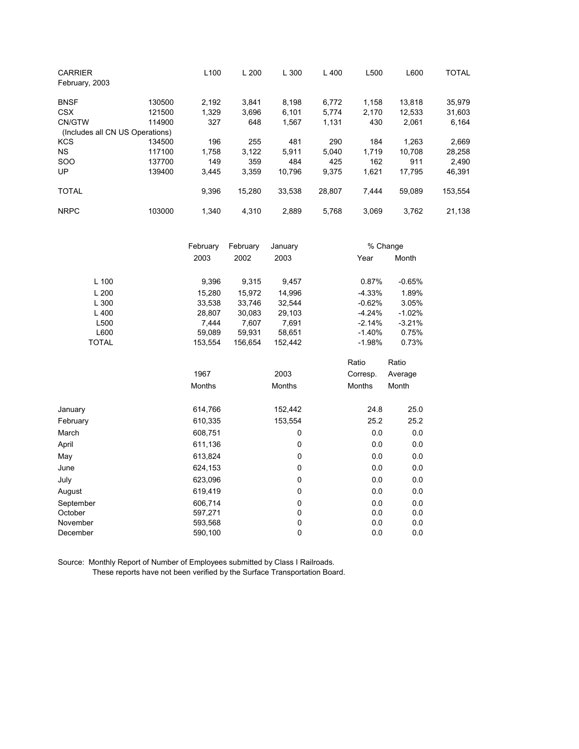| CARRIER | | L100 | L 200 | L 300 | L 400 | L500 | L600 | TOTAL |
|---|---|---|---|---|---|---|---|---|
| February, 2003 | | | | | | | | |
| BNSF | 130500 | 2,192 | 3,841 | 8,198 | 6,772 | 1,158 | 13,818 | 35,979 |
| CSX | 121500 | 1,329 | 3,696 | 6,101 | 5,774 | 2,170 | 12,533 | 31,603 |
| CN/GTW | 114900 | 327 | 648 | 1,567 | 1,131 | 430 | 2,061 | 6,164 |
| (Includes all CN US Operations) | | | | | | | | |
| KCS | 134500 | 196 | 255 | 481 | 290 | 184 | 1,263 | 2,669 |
| NS | 117100 | 1,758 | 3,122 | 5,911 | 5,040 | 1,719 | 10,708 | 28,258 |
| SOO | 137700 | 149 | 359 | 484 | 425 | 162 | 911 | 2,490 |
| UP | 139400 | 3,445 | 3,359 | 10,796 | 9,375 | 1,621 | 17,795 | 46,391 |
| TOTAL | | 9,396 | 15,280 | 33,538 | 28,807 | 7,444 | 59,089 | 153,554 |
| NRPC | 103000 | 1,340 | 4,310 | 2,889 | 5,768 | 3,069 | 3,762 | 21,138 |

| | February 2003 | February 2002 | January 2003 | % Change Year | % Change Month |
|---|---|---|---|---|---|
| L 100 | 9,396 | 9,315 | 9,457 | 0.87% | -0.65% |
| L 200 | 15,280 | 15,972 | 14,996 | -4.33% | 1.89% |
| L 300 | 33,538 | 33,746 | 32,544 | -0.62% | 3.05% |
| L 400 | 28,807 | 30,083 | 29,103 | -4.24% | -1.02% |
| L500 | 7,444 | 7,607 | 7,691 | -2.14% | -3.21% |
| L600 | 59,089 | 59,931 | 58,651 | -1.40% | 0.75% |
| TOTAL | 153,554 | 156,654 | 152,442 | -1.98% | 0.73% |

| | 1967 Months | 2003 Months | Ratio Corresp. Months | Ratio Average Month |
|---|---|---|---|---|
| January | 614,766 | 152,442 | 24.8 | 25.0 |
| February | 610,335 | 153,554 | 25.2 | 25.2 |
| March | 608,751 | 0 | 0.0 | 0.0 |
| April | 611,136 | 0 | 0.0 | 0.0 |
| May | 613,824 | 0 | 0.0 | 0.0 |
| June | 624,153 | 0 | 0.0 | 0.0 |
| July | 623,096 | 0 | 0.0 | 0.0 |
| August | 619,419 | 0 | 0.0 | 0.0 |
| September | 606,714 | 0 | 0.0 | 0.0 |
| October | 597,271 | 0 | 0.0 | 0.0 |
| November | 593,568 | 0 | 0.0 | 0.0 |
| December | 590,100 | 0 | 0.0 | 0.0 |

Source: Monthly Report of Number of Employees submitted by Class I Railroads.
These reports have not been verified by the Surface Transportation Board.